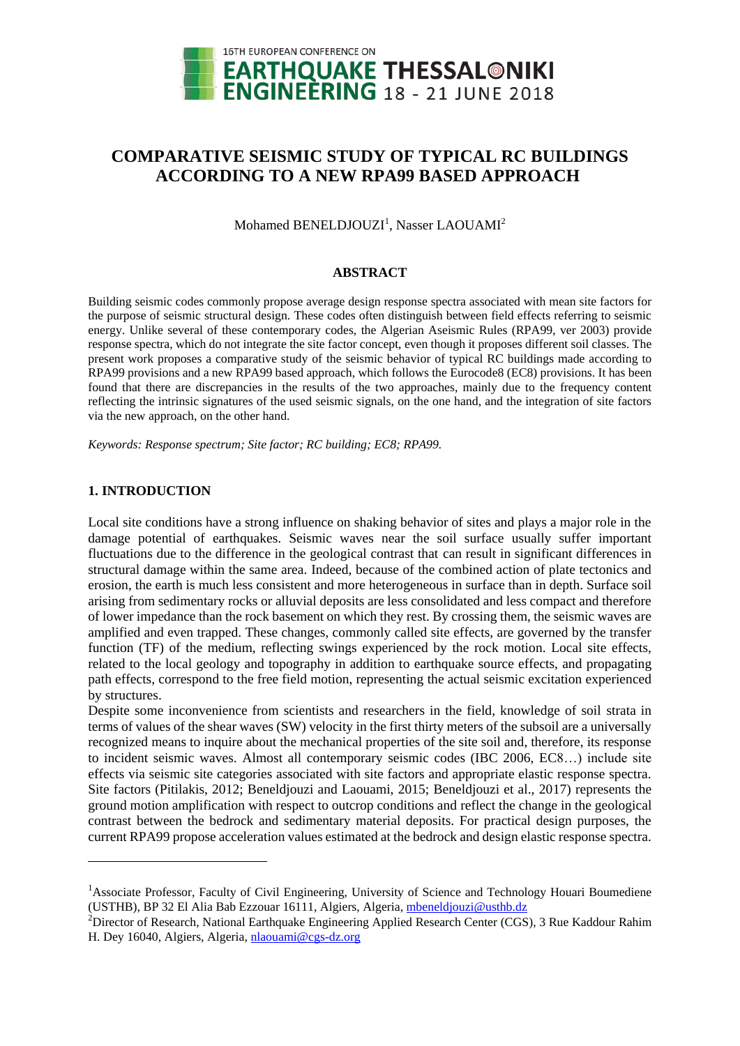# COMPARATIVE SEISMIC STUDY OF TYPICAL RC BUILDINGS ACCORDING TO A NEW RPA99 BASED APPROACH

Mohamed BENELDJOUZI[1], Nasser LAOUAMI[2]

## ABSTRACT

Building seismic codes commonly propose average design response spectra associated with mean site factors for the purpose of seismic structural design. These codes often distinguish between field effects referring to seismic energy. Unlike several of these contemporary codes, the Algerian Aseismic Rules (RPA99, ver 2003) provide response spectra, which do not integrate the site factor concept, even though it proposes different soil classes. The present work proposes a comparative study of the seismic behavior of typical RC buildings made according to RPA99 provisions and a new RPA99 based approach, which follows the Eurocode8 (EC8) provisions. It has been found that there are discrepancies in the results of the two approaches, mainly due to the frequency content reflecting the intrinsic signatures of the used seismic signals, on the one hand, and the integration of site factors via the new approach, on the other hand.

*Keywords: Response spectrum; Site factor; RC building; EC8; RPA99.*

## 1. INTRODUCTION

Local site conditions have a strong influence on shaking behavior of sites and plays a major role in the damage potential of earthquakes. Seismic waves near the soil surface usually suffer important fluctuations due to the difference in the geological contrast that can result in significant differences in structural damage within the same area. Indeed, because of the combined action of plate tectonics and erosion, the earth is much less consistent and more heterogeneous in surface than in depth. Surface soil arising from sedimentary rocks or alluvial deposits are less consolidated and less compact and therefore of lower impedance than the rock basement on which they rest. By crossing them, the seismic waves are amplified and even trapped. These changes, commonly called site effects, are governed by the transfer function (TF) of the medium, reflecting swings experienced by the rock motion. Local site effects, related to the local geology and topography in addition to earthquake source effects, and propagating path effects, correspond to the free field motion, representing the actual seismic excitation experienced by structures.

Despite some inconvenience from scientists and researchers in the field, knowledge of soil strata in terms of values of the shear waves (SW) velocity in the first thirty meters of the subsoil are a universally recognized means to inquire about the mechanical properties of the site soil and, therefore, its response to incident seismic waves. Almost all contemporary seismic codes (IBC 2006, EC8…) include site effects via seismic site categories associated with site factors and appropriate elastic response spectra. Site factors (Pitilakis, 2012; Beneldjouzi and Laouami, 2015; Beneldjouzi et al., 2017) represents the ground motion amplification with respect to outcrop conditions and reflect the change in the geological contrast between the bedrock and sedimentary material deposits. For practical design purposes, the current RPA99 propose acceleration values estimated at the bedrock and design elastic response spectra.

---

[1]Associate Professor, Faculty of Civil Engineering, University of Science and Technology Houari Boumediene (USTHB), BP 32 El Alia Bab Ezzouar 16111, Algiers, Algeria, mbeneldjouzi@usthb.dz

[2]Director of Research, National Earthquake Engineering Applied Research Center (CGS), 3 Rue Kaddour Rahim H. Dey 16040, Algiers, Algeria, nlaouami@cgs-dz.org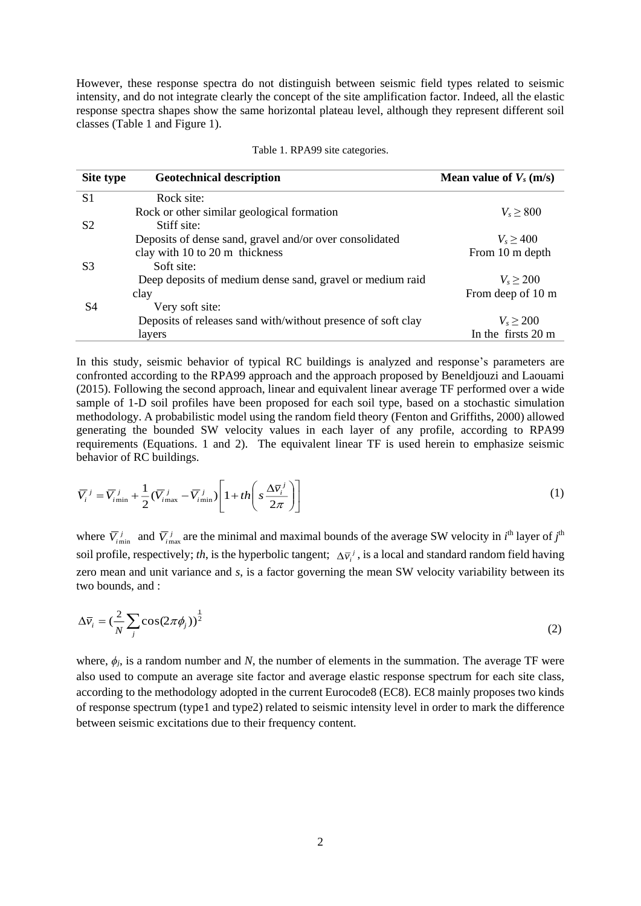However, these response spectra do not distinguish between seismic field types related to seismic intensity, and do not integrate clearly the concept of the site amplification factor. Indeed, all the elastic response spectra shapes show the same horizontal plateau level, although they represent different soil classes (Table 1 and Figure 1).

Table 1. RPA99 site categories.

| Site type | Geotechnical description | Mean value of $V_s$ (m/s) |
|---|---|---|
| S1 | Rock site: <br> Rock or other similar geological formation | $V_s \geq 800$ |
| S2 | Stiff site: <br> Deposits of dense sand, gravel and/or over consolidated clay with 10 to 20 m thickness | $V_s \geq 400$ <br> From 10 m depth |
| S3 | Soft site: <br> Deep deposits of medium dense sand, gravel or medium raid clay | $V_s \geq 200$ <br> From deep of 10 m |
| S4 | Very soft site: <br> Deposits of releases sand with/without presence of soft clay layers | $V_s \geq 200$ <br> In the firsts 20 m |

In this study, seismic behavior of typical RC buildings is analyzed and response's parameters are confronted according to the RPA99 approach and the approach proposed by Beneldjouzi and Laouami (2015). Following the second approach, linear and equivalent linear average TF performed over a wide sample of 1-D soil profiles have been proposed for each soil type, based on a stochastic simulation methodology. A probabilistic model using the random field theory (Fenton and Griffiths, 2000) allowed generating the bounded SW velocity values in each layer of any profile, according to RPA99 requirements (Equations. 1 and 2). The equivalent linear TF is used herein to emphasize seismic behavior of RC buildings.

$$\overline{V}_i^{\,j} = \overline{V}_{i\min}^{\,j} + \frac{1}{2}(\overline{V}_{i\max}^{\,j} - \overline{V}_{i\min}^{\,j})\left[1 + th\left(s\frac{\Delta\overline{v}_i^{\,j}}{2\pi}\right)\right] \tag{1}$$

where $\overline{V}_{i\min}^{\,j}$ and $\overline{V}_{i\max}^{\,j}$ are the minimal and maximal bounds of the average SW velocity in $i^{th}$ layer of $j^{th}$ soil profile, respectively; *th*, is the hyperbolic tangent; $\Delta\overline{v}_i^{\,j}$, is a local and standard random field having zero mean and unit variance and *s*, is a factor governing the mean SW velocity variability between its two bounds, and :

$$\Delta\overline{v}_i = \left(\frac{2}{N}\sum_j \cos(2\pi\phi_j)\right)^{\frac{1}{2}} \tag{2}$$

where, $\phi_j$, is a random number and *N*, the number of elements in the summation. The average TF were also used to compute an average site factor and average elastic response spectrum for each site class, according to the methodology adopted in the current Eurocode8 (EC8). EC8 mainly proposes two kinds of response spectrum (type1 and type2) related to seismic intensity level in order to mark the difference between seismic excitations due to their frequency content.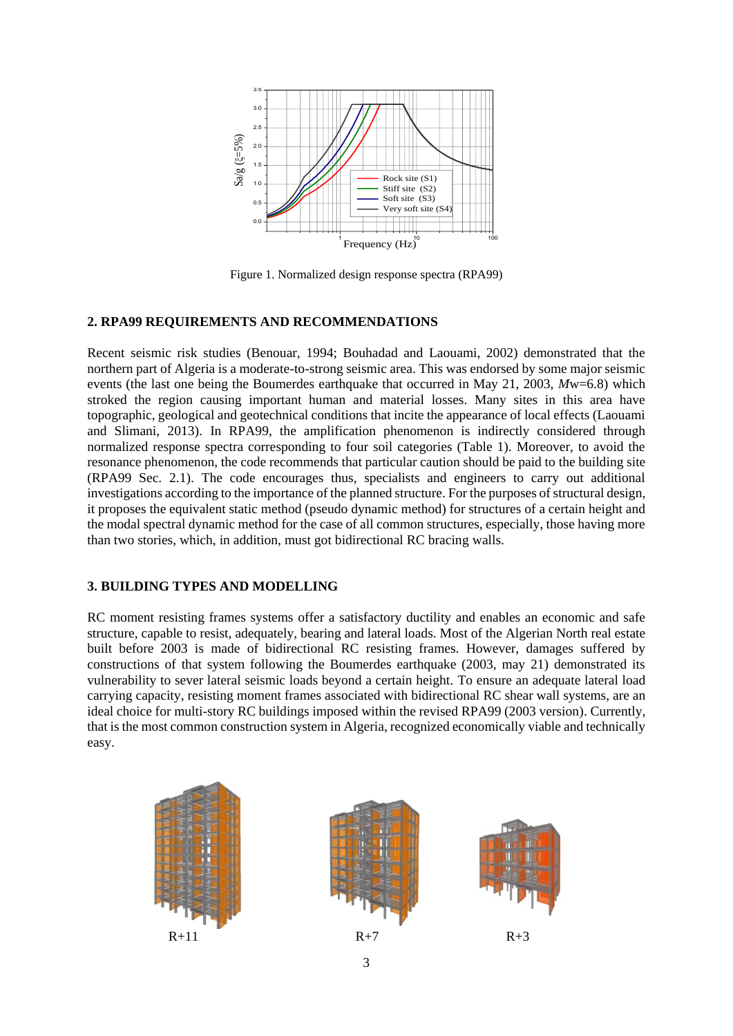Figure 1. Normalized design response spectra (RPA99)

## 2. RPA99 REQUIREMENTS AND RECOMMENDATIONS

Recent seismic risk studies (Benouar, 1994; Bouhadad and Laouami, 2002) demonstrated that the northern part of Algeria is a moderate-to-strong seismic area. This was endorsed by some major seismic events (the last one being the Boumerdes earthquake that occurred in May 21, 2003, *M*w=6.8) which stroked the region causing important human and material losses. Many sites in this area have topographic, geological and geotechnical conditions that incite the appearance of local effects (Laouami and Slimani, 2013). In RPA99, the amplification phenomenon is indirectly considered through normalized response spectra corresponding to four soil categories (Table 1). Moreover, to avoid the resonance phenomenon, the code recommends that particular caution should be paid to the building site (RPA99 Sec. 2.1). The code encourages thus, specialists and engineers to carry out additional investigations according to the importance of the planned structure. For the purposes of structural design, it proposes the equivalent static method (pseudo dynamic method) for structures of a certain height and the modal spectral dynamic method for the case of all common structures, especially, those having more than two stories, which, in addition, must got bidirectional RC bracing walls.

## 3. BUILDING TYPES AND MODELLING

RC moment resisting frames systems offer a satisfactory ductility and enables an economic and safe structure, capable to resist, adequately, bearing and lateral loads. Most of the Algerian North real estate built before 2003 is made of bidirectional RC resisting frames. However, damages suffered by constructions of that system following the Boumerdes earthquake (2003, may 21) demonstrated its vulnerability to sever lateral seismic loads beyond a certain height. To ensure an adequate lateral load carrying capacity, resisting moment frames associated with bidirectional RC shear wall systems, are an ideal choice for multi-story RC buildings imposed within the revised RPA99 (2003 version). Currently, that is the most common construction system in Algeria, recognized economically viable and technically easy.

R+11 R+7 R+3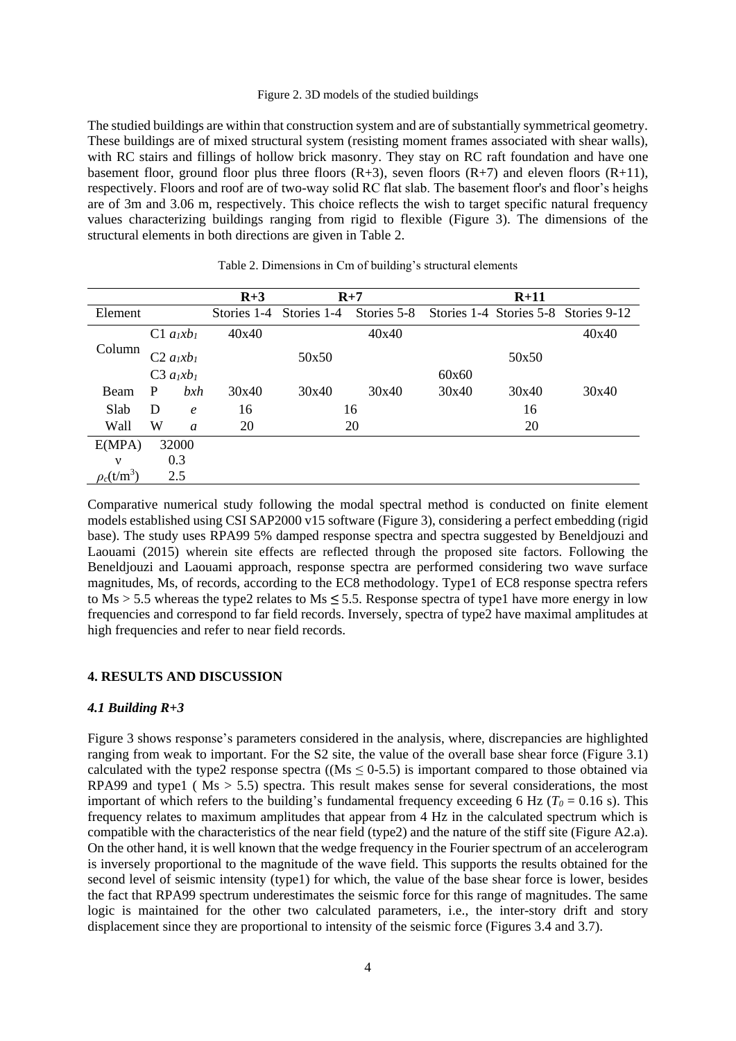Figure 2. 3D models of the studied buildings

The studied buildings are within that construction system and are of substantially symmetrical geometry. These buildings are of mixed structural system (resisting moment frames associated with shear walls), with RC stairs and fillings of hollow brick masonry. They stay on RC raft foundation and have one basement floor, ground floor plus three floors (R+3), seven floors (R+7) and eleven floors (R+11), respectively. Floors and roof are of two-way solid RC flat slab. The basement floor's and floor's heighs are of 3m and 3.06 m, respectively. This choice reflects the wish to target specific natural frequency values characterizing buildings ranging from rigid to flexible (Figure 3). The dimensions of the structural elements in both directions are given in Table 2.

Table 2. Dimensions in Cm of building's structural elements

| | | | R+3 | R+7 | | R+11 | | |
|---|---|---|---|---|---|---|---|---|
| Element | | | Stories 1-4 | Stories 1-4 | Stories 5-8 | Stories 1-4 | Stories 5-8 | Stories 9-12 |
| Column | C1 | $a_1xb_1$ | 40x40 | | 40x40 | | | 40x40 |
| | C2 | $a_1xb_1$ | | 50x50 | | | 50x50 | |
| | C3 | $a_1xb_1$ | | | | 60x60 | | |
| Beam | P | $bxh$ | 30x40 | 30x40 | 30x40 | 30x40 | 30x40 | 30x40 |
| Slab | D | $e$ | 16 | 16 | | 16 | | |
| Wall | W | $a$ | 20 | 20 | | 20 | | |
| E(MPA) | 32000 | | | | | | | |
| ν | 0.3 | | | | | | | |
| $\rho_c$(t/m$^3$) | 2.5 | | | | | | | |

Comparative numerical study following the modal spectral method is conducted on finite element models established using CSI SAP2000 v15 software (Figure 3), considering a perfect embedding (rigid base). The study uses RPA99 5% damped response spectra and spectra suggested by Beneldjouzi and Laouami (2015) wherein site effects are reflected through the proposed site factors. Following the Beneldjouzi and Laouami approach, response spectra are performed considering two wave surface magnitudes, Ms, of records, according to the EC8 methodology. Type1 of EC8 response spectra refers to Ms > 5.5 whereas the type2 relates to Ms ≤ 5.5. Response spectra of type1 have more energy in low frequencies and correspond to far field records. Inversely, spectra of type2 have maximal amplitudes at high frequencies and refer to near field records.

## 4. RESULTS AND DISCUSSION

### *4.1 Building R+3*

Figure 3 shows response's parameters considered in the analysis, where, discrepancies are highlighted ranging from weak to important. For the S2 site, the value of the overall base shear force (Figure 3.1) calculated with the type2 response spectra ((Ms ≤ 0-5.5) is important compared to those obtained via RPA99 and type1 ( Ms > 5.5) spectra. This result makes sense for several considerations, the most important of which refers to the building's fundamental frequency exceeding 6 Hz ($T_0$ = 0.16 s). This frequency relates to maximum amplitudes that appear from 4 Hz in the calculated spectrum which is compatible with the characteristics of the near field (type2) and the nature of the stiff site (Figure A2.a). On the other hand, it is well known that the wedge frequency in the Fourier spectrum of an accelerogram is inversely proportional to the magnitude of the wave field. This supports the results obtained for the second level of seismic intensity (type1) for which, the value of the base shear force is lower, besides the fact that RPA99 spectrum underestimates the seismic force for this range of magnitudes. The same logic is maintained for the other two calculated parameters, i.e., the inter-story drift and story displacement since they are proportional to intensity of the seismic force (Figures 3.4 and 3.7).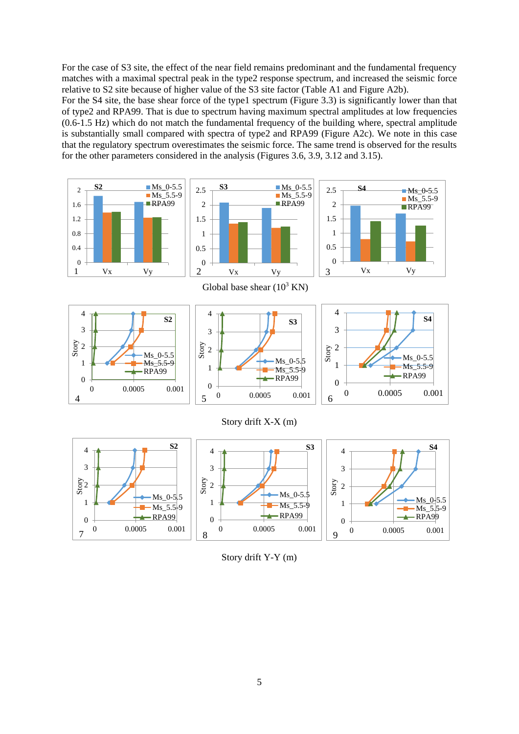For the case of S3 site, the effect of the near field remains predominant and the fundamental frequency matches with a maximal spectral peak in the type2 response spectrum, and increased the seismic force relative to S2 site because of higher value of the S3 site factor (Table A1 and Figure A2b).

For the S4 site, the base shear force of the type1 spectrum (Figure 3.3) is significantly lower than that of type2 and RPA99. That is due to spectrum having maximum spectral amplitudes at low frequencies (0.6-1.5 Hz) which do not match the fundamental frequency of the building where, spectral amplitude is substantially small compared with spectra of type2 and RPA99 (Figure A2c). We note in this case that the regulatory spectrum overestimates the seismic force. The same trend is observed for the results for the other parameters considered in the analysis (Figures 3.6, 3.9, 3.12 and 3.15).

Global base shear ($10^3$ KN)

Story drift X-X (m)

Story drift Y-Y (m)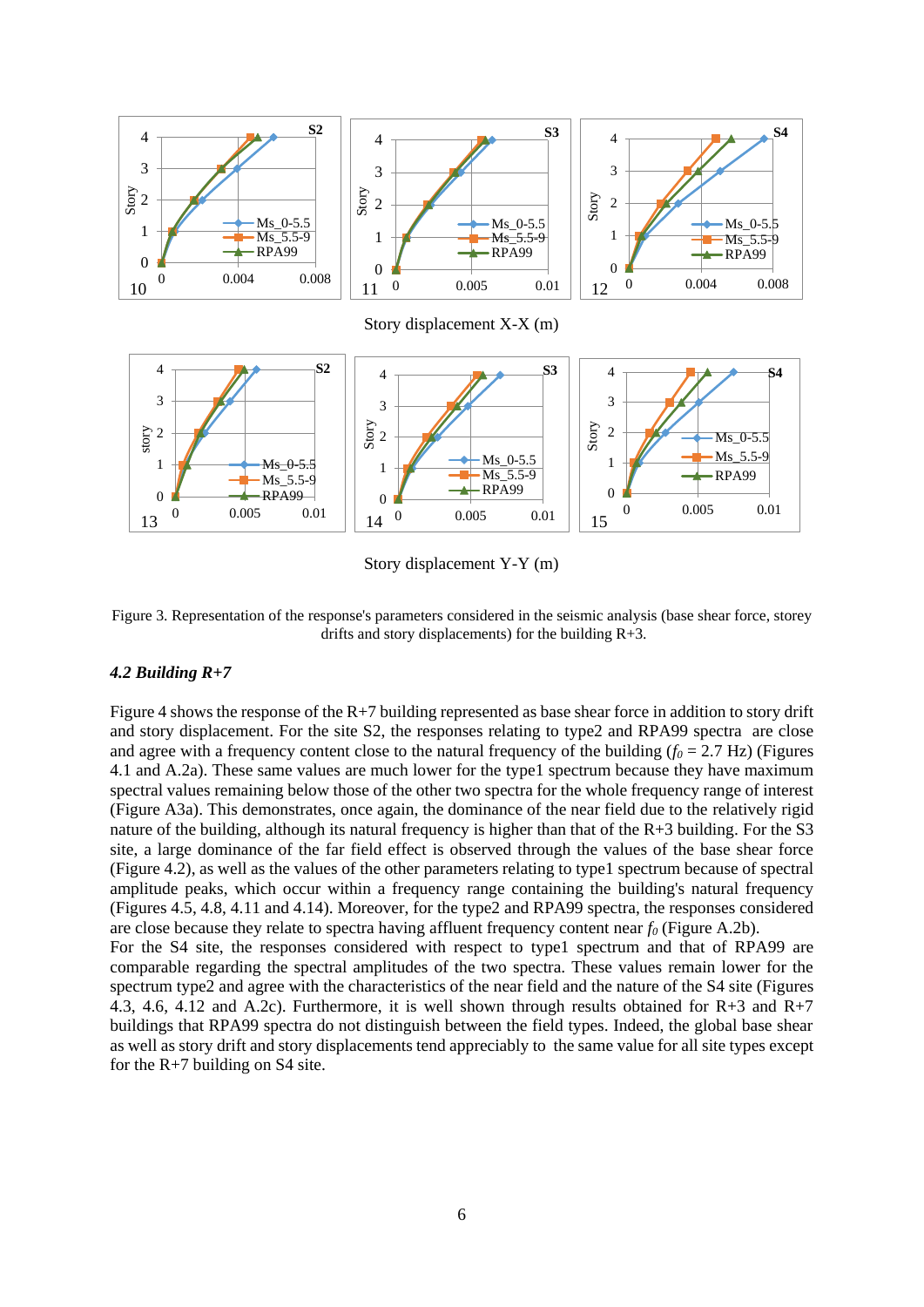Story displacement X-X (m)

Story displacement Y-Y (m)

Figure 3. Representation of the response's parameters considered in the seismic analysis (base shear force, storey drifts and story displacements) for the building R+3.

### *4.2 Building R+7*

Figure 4 shows the response of the R+7 building represented as base shear force in addition to story drift and story displacement. For the site S2, the responses relating to type2 and RPA99 spectra are close and agree with a frequency content close to the natural frequency of the building ($f_0$ = 2.7 Hz) (Figures 4.1 and A.2a). These same values are much lower for the type1 spectrum because they have maximum spectral values remaining below those of the other two spectra for the whole frequency range of interest (Figure A3a). This demonstrates, once again, the dominance of the near field due to the relatively rigid nature of the building, although its natural frequency is higher than that of the R+3 building. For the S3 site, a large dominance of the far field effect is observed through the values of the base shear force (Figure 4.2), as well as the values of the other parameters relating to type1 spectrum because of spectral amplitude peaks, which occur within a frequency range containing the building's natural frequency (Figures 4.5, 4.8, 4.11 and 4.14). Moreover, for the type2 and RPA99 spectra, the responses considered are close because they relate to spectra having affluent frequency content near $f_0$ (Figure A.2b).
For the S4 site, the responses considered with respect to type1 spectrum and that of RPA99 are comparable regarding the spectral amplitudes of the two spectra. These values remain lower for the spectrum type2 and agree with the characteristics of the near field and the nature of the S4 site (Figures 4.3, 4.6, 4.12 and A.2c). Furthermore, it is well shown through results obtained for R+3 and R+7 buildings that RPA99 spectra do not distinguish between the field types. Indeed, the global base shear as well as story drift and story displacements tend appreciably to the same value for all site types except for the R+7 building on S4 site.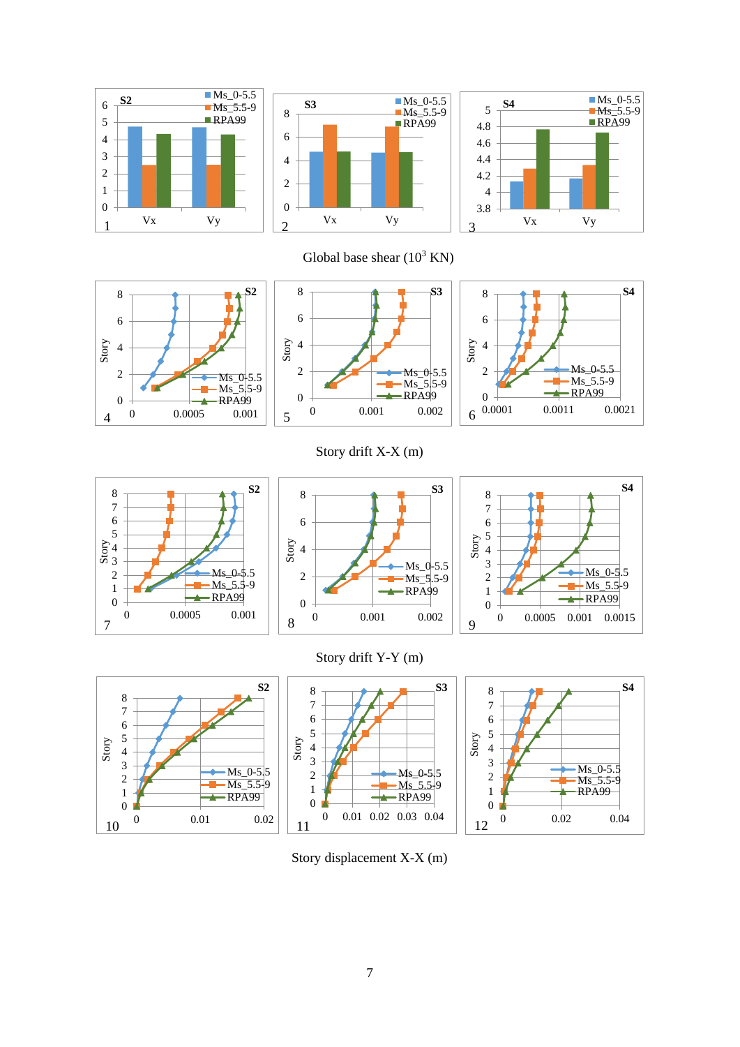Global base shear ($10^3$ KN)

Story drift X-X (m)

Story drift Y-Y (m)

Story displacement X-X (m)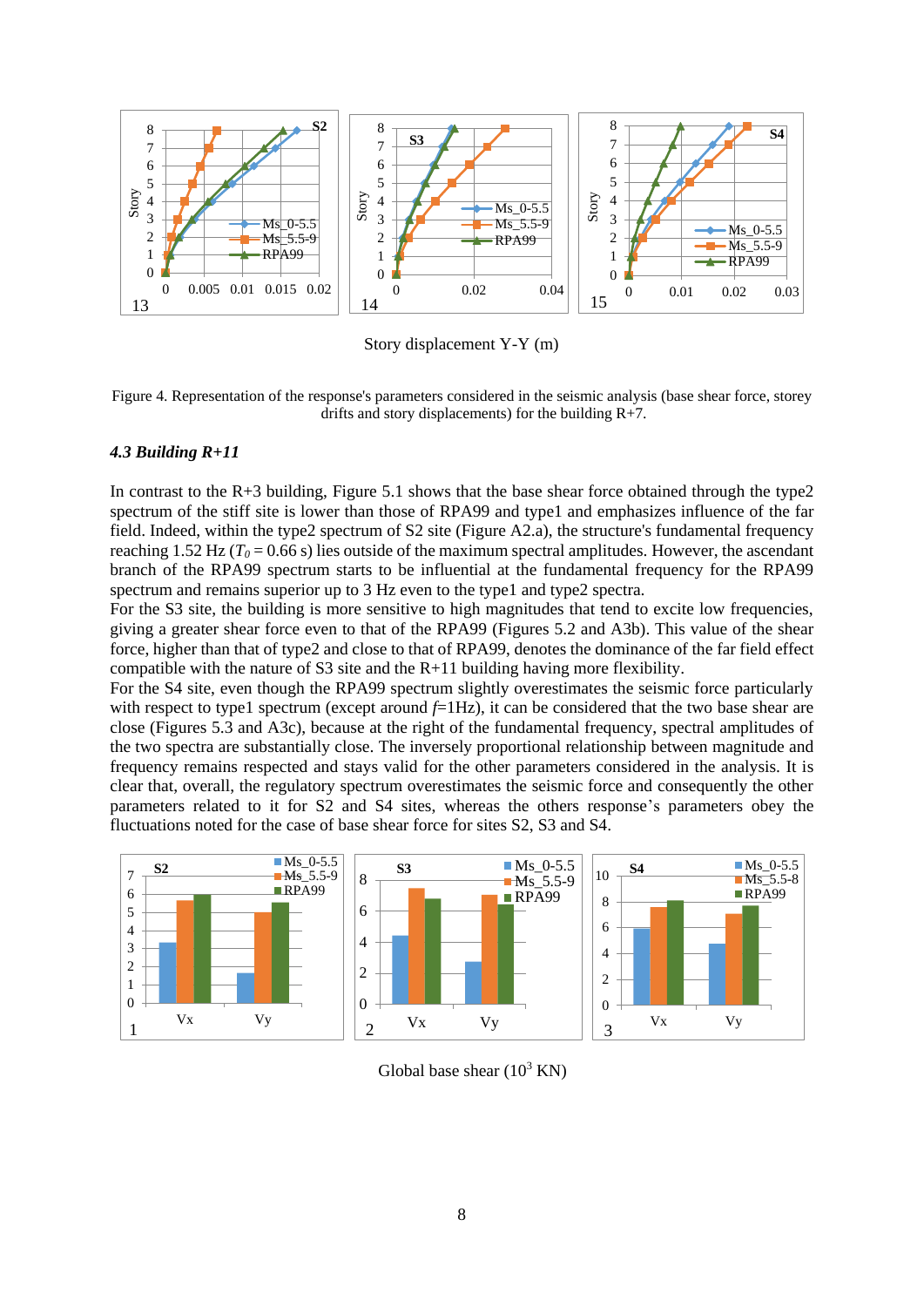Story displacement Y-Y (m)

Figure 4. Representation of the response's parameters considered in the seismic analysis (base shear force, storey drifts and story displacements) for the building R+7.

### *4.3 Building R+11*

In contrast to the R+3 building, Figure 5.1 shows that the base shear force obtained through the type2 spectrum of the stiff site is lower than those of RPA99 and type1 and emphasizes influence of the far field. Indeed, within the type2 spectrum of S2 site (Figure A2.a), the structure's fundamental frequency reaching 1.52 Hz ($T_0 = 0.66$ s) lies outside of the maximum spectral amplitudes. However, the ascendant branch of the RPA99 spectrum starts to be influential at the fundamental frequency for the RPA99 spectrum and remains superior up to 3 Hz even to the type1 and type2 spectra.

For the S3 site, the building is more sensitive to high magnitudes that tend to excite low frequencies, giving a greater shear force even to that of the RPA99 (Figures 5.2 and A3b). This value of the shear force, higher than that of type2 and close to that of RPA99, denotes the dominance of the far field effect compatible with the nature of S3 site and the R+11 building having more flexibility.

For the S4 site, even though the RPA99 spectrum slightly overestimates the seismic force particularly with respect to type1 spectrum (except around $f$=1Hz), it can be considered that the two base shear are close (Figures 5.3 and A3c), because at the right of the fundamental frequency, spectral amplitudes of the two spectra are substantially close. The inversely proportional relationship between magnitude and frequency remains respected and stays valid for the other parameters considered in the analysis. It is clear that, overall, the regulatory spectrum overestimates the seismic force and consequently the other parameters related to it for S2 and S4 sites, whereas the others response's parameters obey the fluctuations noted for the case of base shear force for sites S2, S3 and S4.

Global base shear ($10^3$ KN)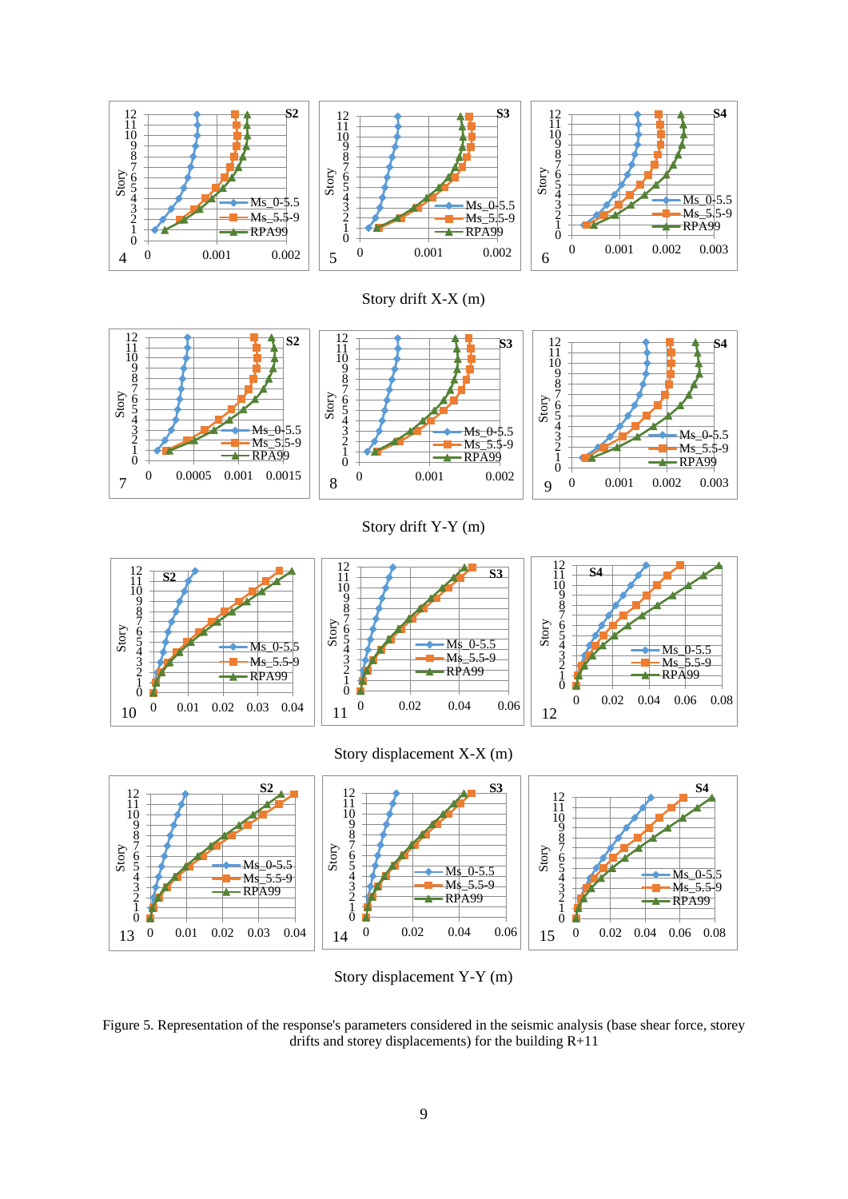Story drift X-X (m)

Story drift Y-Y (m)

Story displacement X-X (m)

Story displacement Y-Y (m)

Figure 5. Representation of the response's parameters considered in the seismic analysis (base shear force, storey drifts and storey displacements) for the building R+11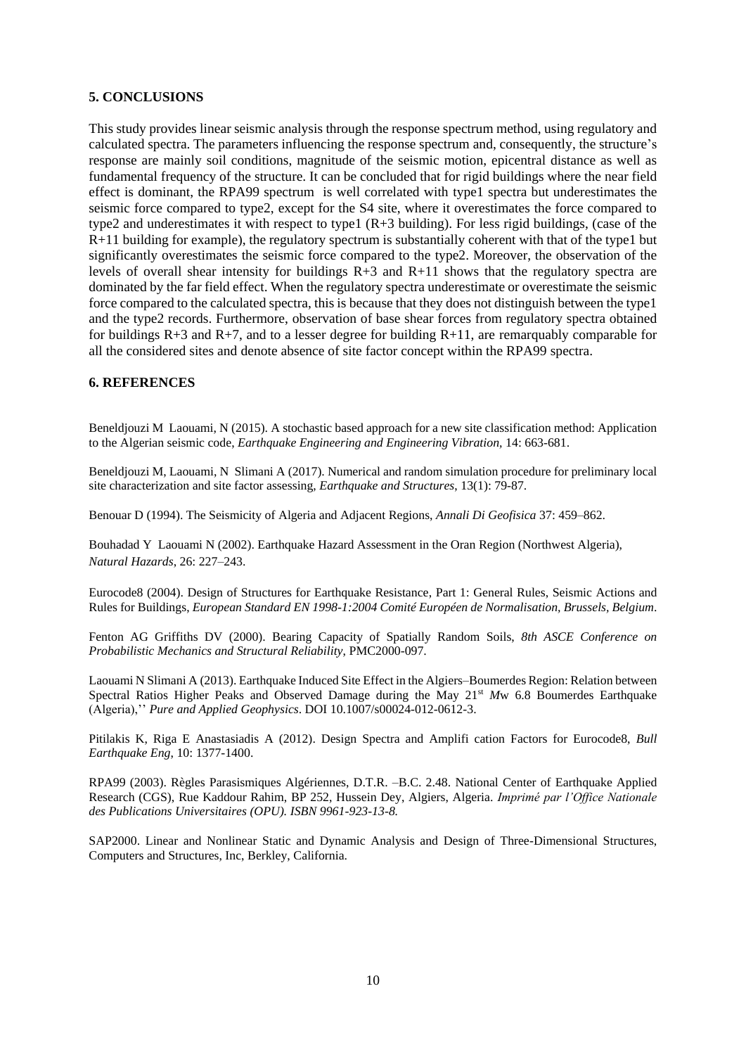## 5. CONCLUSIONS

This study provides linear seismic analysis through the response spectrum method, using regulatory and calculated spectra. The parameters influencing the response spectrum and, consequently, the structure's response are mainly soil conditions, magnitude of the seismic motion, epicentral distance as well as fundamental frequency of the structure. It can be concluded that for rigid buildings where the near field effect is dominant, the RPA99 spectrum is well correlated with type1 spectra but underestimates the seismic force compared to type2, except for the S4 site, where it overestimates the force compared to type2 and underestimates it with respect to type1 (R+3 building). For less rigid buildings, (case of the R+11 building for example), the regulatory spectrum is substantially coherent with that of the type1 but significantly overestimates the seismic force compared to the type2. Moreover, the observation of the levels of overall shear intensity for buildings R+3 and R+11 shows that the regulatory spectra are dominated by the far field effect. When the regulatory spectra underestimate or overestimate the seismic force compared to the calculated spectra, this is because that they does not distinguish between the type1 and the type2 records. Furthermore, observation of base shear forces from regulatory spectra obtained for buildings R+3 and R+7, and to a lesser degree for building R+11, are remarquably comparable for all the considered sites and denote absence of site factor concept within the RPA99 spectra.

## 6. REFERENCES

Beneldjouzi M Laouami, N (2015). A stochastic based approach for a new site classification method: Application to the Algerian seismic code, *Earthquake Engineering and Engineering Vibration*, 14: 663-681.

Beneldjouzi M, Laouami, N Slimani A (2017). Numerical and random simulation procedure for preliminary local site characterization and site factor assessing, *Earthquake and Structures*, 13(1): 79-87.

Benouar D (1994). The Seismicity of Algeria and Adjacent Regions, *Annali Di Geofisica* 37: 459–862.

Bouhadad Y Laouami N (2002). Earthquake Hazard Assessment in the Oran Region (Northwest Algeria), *Natural Hazards*, 26: 227–243.

Eurocode8 (2004). Design of Structures for Earthquake Resistance, Part 1: General Rules, Seismic Actions and Rules for Buildings, *European Standard EN 1998-1:2004 Comité Européen de Normalisation, Brussels, Belgium*.

Fenton AG Griffiths DV (2000). Bearing Capacity of Spatially Random Soils, *8th ASCE Conference on Probabilistic Mechanics and Structural Reliability*, PMC2000-097.

Laouami N Slimani A (2013). Earthquake Induced Site Effect in the Algiers–Boumerdes Region: Relation between Spectral Ratios Higher Peaks and Observed Damage during the May 21st *M*w 6.8 Boumerdes Earthquake (Algeria),'' *Pure and Applied Geophysics*. DOI 10.1007/s00024-012-0612-3.

Pitilakis K, Riga E Anastasiadis A (2012). Design Spectra and Amplifi cation Factors for Eurocode8, *Bull Earthquake Eng*, 10: 1377-1400.

RPA99 (2003). Règles Parasismiques Algériennes, D.T.R. –B.C. 2.48. National Center of Earthquake Applied Research (CGS), Rue Kaddour Rahim, BP 252, Hussein Dey, Algiers, Algeria. *Imprimé par l'Office Nationale des Publications Universitaires (OPU). ISBN 9961-923-13-8.*

SAP2000. Linear and Nonlinear Static and Dynamic Analysis and Design of Three-Dimensional Structures, Computers and Structures, Inc, Berkley, California.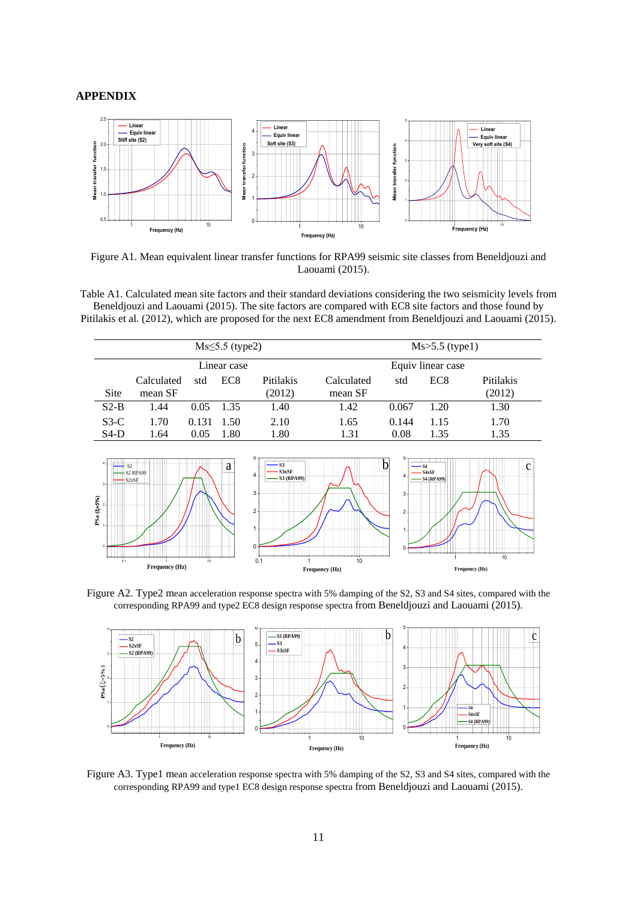# APPENDIX

Linear
Equiv linear
Stiff site (S2)
Mean transfer function
Frequency (Hz)

Linear
Equiv linear
Soft site (S3)
Mean transfer function
Frequency (Hz)

Linear
Equiv linear
Very soft site (S4)
Mean transfer function
Frequency (Hz)

Figure A1. Mean equivalent linear transfer functions for RPA99 seismic site classes from Beneldjouzi and Laouami (2015).

Table A1. Calculated mean site factors and their standard deviations considering the two seismicity levels from Beneldjouzi and Laouami (2015). The site factors are compared with EC8 site factors and those found by Pitilakis et al. (2012), which are proposed for the next EC8 amendment from Beneldjouzi and Laouami (2015).

| | Ms≤5.5 (type2) | | | | Ms>5.5 (type1) | | | |
|---|---|---|---|---|---|---|---|---|
| | Linear case | | | | Equiv linear case | | | |
| Site | Calculated mean SF | std | EC8 | Pitilakis (2012) | Calculated mean SF | std | EC8 | Pitilakis (2012) |
| S2-B | 1.44 | 0.05 | 1.35 | 1.40 | 1.42 | 0.067 | 1.20 | 1.30 |
| S3-C | 1.70 | 0.131 | 1.50 | 2.10 | 1.65 | 0.144 | 1.15 | 1.70 |
| S4-D | 1.64 | 0.05 | 1.80 | 1.80 | 1.31 | 0.08 | 1.35 | 1.35 |

a
S2
S2 RPA99
S2xSF
PSa (ξ=5%)
Frequency (Hz)

b
S3
S3xSF
S3 (RPA99)
Frequency (Hz)

c
S4
S4xSF
S4 (RPA99)
Frequency (Hz)

Figure A2. Type2 mean acceleration response spectra with 5% damping of the S2, S3 and S4 sites, compared with the corresponding RPA99 and type2 EC8 design response spectra from Beneldjouzi and Laouami (2015).

b
S2
S2xSF
S2 (RPA99)
PSa (ξ=5%)
Frequency (Hz)

b
S3 (RPA99)
S3
S3xSF
Frequency (Hz)

c
S4
S4xSF
S4 (RPA99)
Frequency (Hz)

Figure A3. Type1 mean acceleration response spectra with 5% damping of the S2, S3 and S4 sites, compared with the corresponding RPA99 and type1 EC8 design response spectra from Beneldjouzi and Laouami (2015).